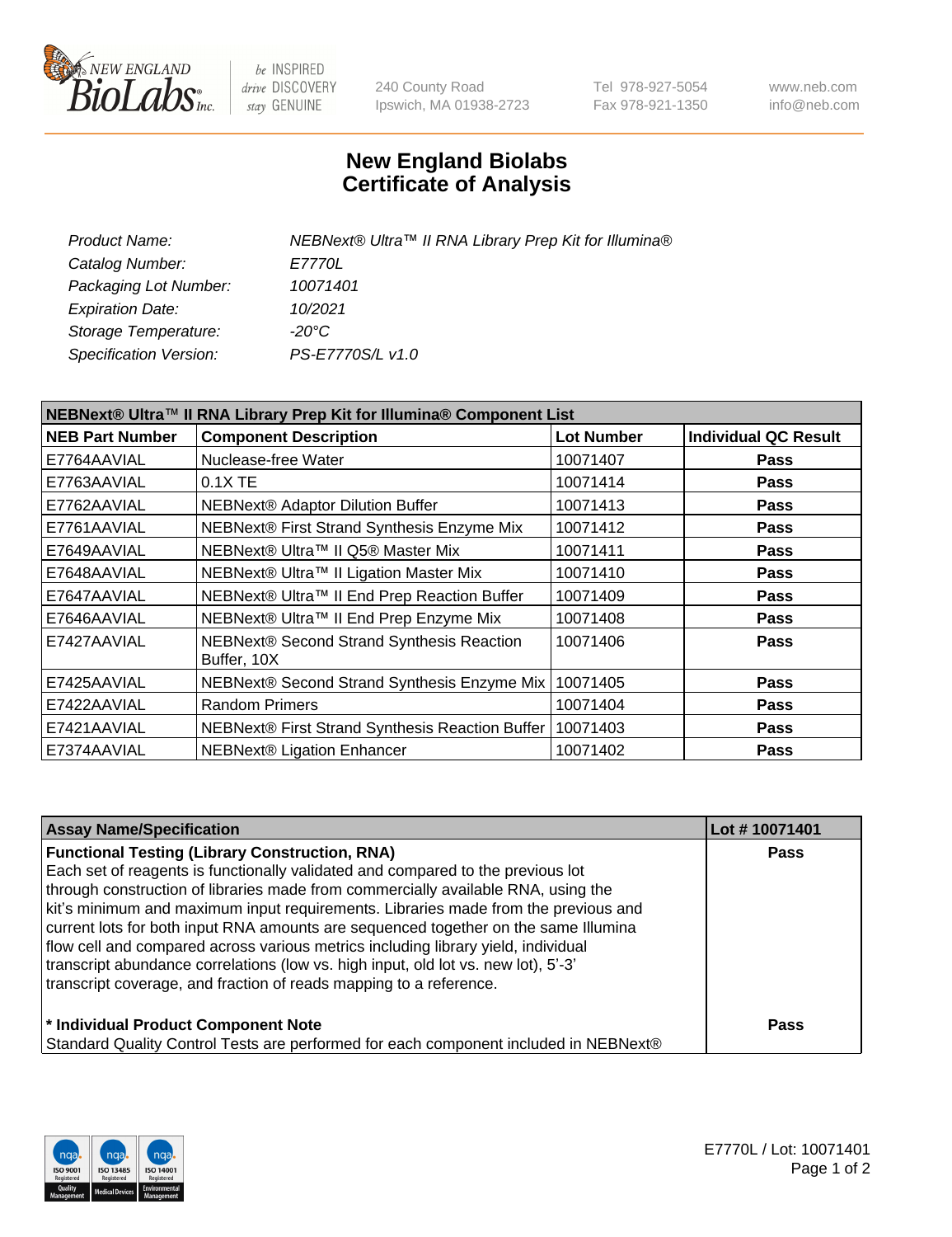# New England Biolabs Certificate of Analysis

240 County Road
Ipswich, MA 01938-2723

Tel 978-927-5054
Fax 978-921-1350

www.neb.com
info@neb.com

| | |
|---|---|
| *Product Name:* | *NEBNext® Ultra™ II RNA Library Prep Kit for Illumina®* |
| *Catalog Number:* | *E7770L* |
| *Packaging Lot Number:* | *10071401* |
| *Expiration Date:* | *10/2021* |
| *Storage Temperature:* | *-20°C* |
| *Specification Version:* | *PS-E7770S/L v1.0* |

**NEBNext® Ultra™ II RNA Library Prep Kit for Illumina® Component List**

| NEB Part Number | Component Description | Lot Number | Individual QC Result |
|---|---|---|---|
| E7764AAVIAL | Nuclease-free Water | 10071407 | Pass |
| E7763AAVIAL | 0.1X TE | 10071414 | Pass |
| E7762AAVIAL | NEBNext® Adaptor Dilution Buffer | 10071413 | Pass |
| E7761AAVIAL | NEBNext® First Strand Synthesis Enzyme Mix | 10071412 | Pass |
| E7649AAVIAL | NEBNext® Ultra™ II Q5® Master Mix | 10071411 | Pass |
| E7648AAVIAL | NEBNext® Ultra™ II Ligation Master Mix | 10071410 | Pass |
| E7647AAVIAL | NEBNext® Ultra™ II End Prep Reaction Buffer | 10071409 | Pass |
| E7646AAVIAL | NEBNext® Ultra™ II End Prep Enzyme Mix | 10071408 | Pass |
| E7427AAVIAL | NEBNext® Second Strand Synthesis Reaction Buffer, 10X | 10071406 | Pass |
| E7425AAVIAL | NEBNext® Second Strand Synthesis Enzyme Mix | 10071405 | Pass |
| E7422AAVIAL | Random Primers | 10071404 | Pass |
| E7421AAVIAL | NEBNext® First Strand Synthesis Reaction Buffer | 10071403 | Pass |
| E7374AAVIAL | NEBNext® Ligation Enhancer | 10071402 | Pass |

| Assay Name/Specification | Lot # 10071401 |
|---|---|
| **Functional Testing (Library Construction, RNA)**<br>Each set of reagents is functionally validated and compared to the previous lot through construction of libraries made from commercially available RNA, using the kit's minimum and maximum input requirements. Libraries made from the previous and current lots for both input RNA amounts are sequenced together on the same Illumina flow cell and compared across various metrics including library yield, individual transcript abundance correlations (low vs. high input, old lot vs. new lot), 5'-3' transcript coverage, and fraction of reads mapping to a reference. | Pass |
| **\* Individual Product Component Note**<br>Standard Quality Control Tests are performed for each component included in NEBNext® | Pass |

E7770L / Lot: 10071401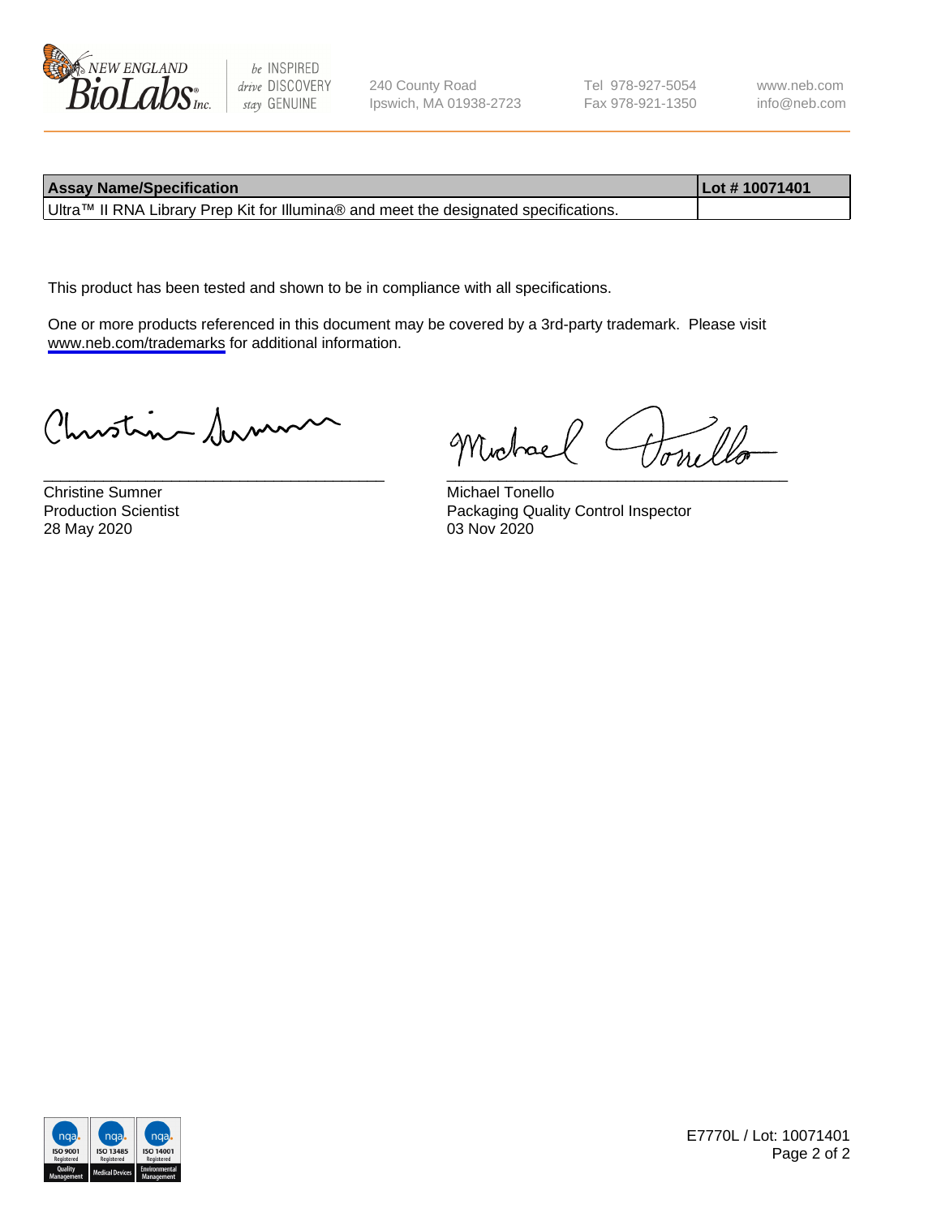| Assay Name/Specification | Lot # 10071401 |
| --- | --- |
| Ultra™ II RNA Library Prep Kit for Illumina® and meet the designated specifications. | |

This product has been tested and shown to be in compliance with all specifications.

One or more products referenced in this document may be covered by a 3rd-party trademark. Please visit www.neb.com/trademarks for additional information.

Christine Sumner
Production Scientist
28 May 2020

Michael Tonello
Packaging Quality Control Inspector
03 Nov 2020

E7770L / Lot: 10071401